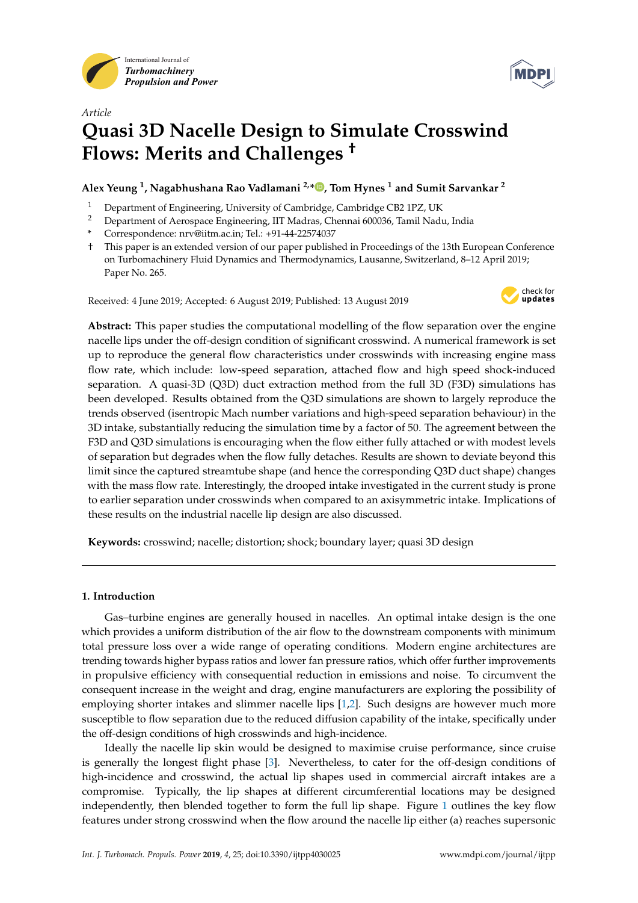Article

# Quasi 3D Nacelle Design to Simulate Crosswind Flows: Merits and Challenges †

**Alex Yeung [1], Nagabhushana Rao Vadlamani [2,*], Tom Hynes [1] and Sumit Sarvankar [2]**

1. Department of Engineering, University of Cambridge, Cambridge CB2 1PZ, UK
2. Department of Aerospace Engineering, IIT Madras, Chennai 600036, Tamil Nadu, India

\* Correspondence: nrv@iitm.ac.in; Tel.: +91-44-22574037

† This paper is an extended version of our paper published in Proceedings of the 13th European Conference on Turbomachinery Fluid Dynamics and Thermodynamics, Lausanne, Switzerland, 8–12 April 2019; Paper No. 265.

Received: 4 June 2019; Accepted: 6 August 2019; Published: 13 August 2019

**Abstract:** This paper studies the computational modelling of the flow separation over the engine nacelle lips under the off-design condition of significant crosswind. A numerical framework is set up to reproduce the general flow characteristics under crosswinds with increasing engine mass flow rate, which include: low-speed separation, attached flow and high speed shock-induced separation. A quasi-3D (Q3D) duct extraction method from the full 3D (F3D) simulations has been developed. Results obtained from the Q3D simulations are shown to largely reproduce the trends observed (isentropic Mach number variations and high-speed separation behaviour) in the 3D intake, substantially reducing the simulation time by a factor of 50. The agreement between the F3D and Q3D simulations is encouraging when the flow either fully attached or with modest levels of separation but degrades when the flow fully detaches. Results are shown to deviate beyond this limit since the captured streamtube shape (and hence the corresponding Q3D duct shape) changes with the mass flow rate. Interestingly, the drooped intake investigated in the current study is prone to earlier separation under crosswinds when compared to an axisymmetric intake. Implications of these results on the industrial nacelle lip design are also discussed.

**Keywords:** crosswind; nacelle; distortion; shock; boundary layer; quasi 3D design

## 1. Introduction

Gas–turbine engines are generally housed in nacelles. An optimal intake design is the one which provides a uniform distribution of the air flow to the downstream components with minimum total pressure loss over a wide range of operating conditions. Modern engine architectures are trending towards higher bypass ratios and lower fan pressure ratios, which offer further improvements in propulsive efficiency with consequential reduction in emissions and noise. To circumvent the consequent increase in the weight and drag, engine manufacturers are exploring the possibility of employing shorter intakes and slimmer nacelle lips [1,2]. Such designs are however much more susceptible to flow separation due to the reduced diffusion capability of the intake, specifically under the off-design conditions of high crosswinds and high-incidence.

Ideally the nacelle lip skin would be designed to maximise cruise performance, since cruise is generally the longest flight phase [3]. Nevertheless, to cater for the off-design conditions of high-incidence and crosswind, the actual lip shapes used in commercial aircraft intakes are a compromise. Typically, the lip shapes at different circumferential locations may be designed independently, then blended together to form the full lip shape. Figure 1 outlines the key flow features under strong crosswind when the flow around the nacelle lip either (a) reaches supersonic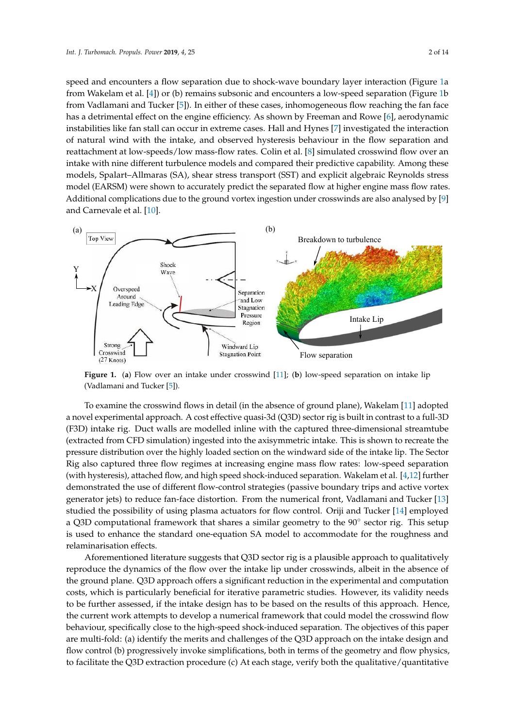speed and encounters a flow separation due to shock-wave boundary layer interaction (Figure 1a from Wakelam et al. [4]) or (b) remains subsonic and encounters a low-speed separation (Figure 1b from Vadlamani and Tucker [5]). In either of these cases, inhomogeneous flow reaching the fan face has a detrimental effect on the engine efficiency. As shown by Freeman and Rowe [6], aerodynamic instabilities like fan stall can occur in extreme cases. Hall and Hynes [7] investigated the interaction of natural wind with the intake, and observed hysteresis behaviour in the flow separation and reattachment at low-speeds/low mass-flow rates. Colin et al. [8] simulated crosswind flow over an intake with nine different turbulence models and compared their predictive capability. Among these models, Spalart–Allmaras (SA), shear stress transport (SST) and explicit algebraic Reynolds stress model (EARSM) were shown to accurately predict the separated flow at higher engine mass flow rates. Additional complications due to the ground vortex ingestion under crosswinds are also analysed by [9] and Carnevale et al. [10].

**Figure 1.** (**a**) Flow over an intake under crosswind [11]; (**b**) low-speed separation on intake lip (Vadlamani and Tucker [5]).

To examine the crosswind flows in detail (in the absence of ground plane), Wakelam [11] adopted a novel experimental approach. A cost effective quasi-3d (Q3D) sector rig is built in contrast to a full-3D (F3D) intake rig. Duct walls are modelled inline with the captured three-dimensional streamtube (extracted from CFD simulation) ingested into the axisymmetric intake. This is shown to recreate the pressure distribution over the highly loaded section on the windward side of the intake lip. The Sector Rig also captured three flow regimes at increasing engine mass flow rates: low-speed separation (with hysteresis), attached flow, and high speed shock-induced separation. Wakelam et al. [4,12] further demonstrated the use of different flow-control strategies (passive boundary trips and active vortex generator jets) to reduce fan-face distortion. From the numerical front, Vadlamani and Tucker [13] studied the possibility of using plasma actuators for flow control. Oriji and Tucker [14] employed a Q3D computational framework that shares a similar geometry to the 90° sector rig. This setup is used to enhance the standard one-equation SA model to accommodate for the roughness and relaminarisation effects.

Aforementioned literature suggests that Q3D sector rig is a plausible approach to qualitatively reproduce the dynamics of the flow over the intake lip under crosswinds, albeit in the absence of the ground plane. Q3D approach offers a significant reduction in the experimental and computation costs, which is particularly beneficial for iterative parametric studies. However, its validity needs to be further assessed, if the intake design has to be based on the results of this approach. Hence, the current work attempts to develop a numerical framework that could model the crosswind flow behaviour, specifically close to the high-speed shock-induced separation. The objectives of this paper are multi-fold: (a) identify the merits and challenges of the Q3D approach on the intake design and flow control (b) progressively invoke simplifications, both in terms of the geometry and flow physics, to facilitate the Q3D extraction procedure (c) At each stage, verify both the qualitative/quantitative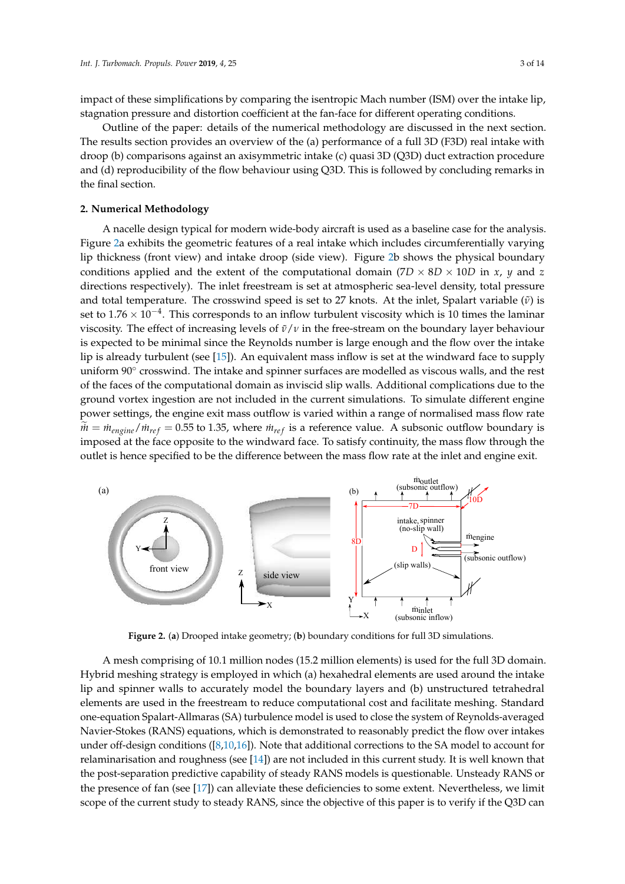impact of these simplifications by comparing the isentropic Mach number (ISM) over the intake lip, stagnation pressure and distortion coefficient at the fan-face for different operating conditions.

Outline of the paper: details of the numerical methodology are discussed in the next section. The results section provides an overview of the (a) performance of a full 3D (F3D) real intake with droop (b) comparisons against an axisymmetric intake (c) quasi 3D (Q3D) duct extraction procedure and (d) reproducibility of the flow behaviour using Q3D. This is followed by concluding remarks in the final section.

## 2. Numerical Methodology

A nacelle design typical for modern wide-body aircraft is used as a baseline case for the analysis. Figure 2a exhibits the geometric features of a real intake which includes circumferentially varying lip thickness (front view) and intake droop (side view). Figure 2b shows the physical boundary conditions applied and the extent of the computational domain ($7D \times 8D \times 10D$ in $x$, $y$ and $z$ directions respectively). The inlet freestream is set at atmospheric sea-level density, total pressure and total temperature. The crosswind speed is set to 27 knots. At the inlet, Spalart variable ($\tilde{\nu}$) is set to $1.76 \times 10^{-4}$. This corresponds to an inflow turbulent viscosity which is 10 times the laminar viscosity. The effect of increasing levels of $\tilde{\nu}/\nu$ in the free-stream on the boundary layer behaviour is expected to be minimal since the Reynolds number is large enough and the flow over the intake lip is already turbulent (see [15]). An equivalent mass inflow is set at the windward face to supply uniform 90° crosswind. The intake and spinner surfaces are modelled as viscous walls, and the rest of the faces of the computational domain as inviscid slip walls. Additional complications due to the ground vortex ingestion are not included in the current simulations. To simulate different engine power settings, the engine exit mass outflow is varied within a range of normalised mass flow rate $\tilde{\dot{m}} = \dot{m}_{engine}/\dot{m}_{ref} = 0.55$ to 1.35, where $\dot{m}_{ref}$ is a reference value. A subsonic outflow boundary is imposed at the face opposite to the windward face. To satisfy continuity, the mass flow through the outlet is hence specified to be the difference between the mass flow rate at the inlet and engine exit.

**Figure 2.** (**a**) Drooped intake geometry; (**b**) boundary conditions for full 3D simulations.

A mesh comprising of 10.1 million nodes (15.2 million elements) is used for the full 3D domain. Hybrid meshing strategy is employed in which (a) hexahedral elements are used around the intake lip and spinner walls to accurately model the boundary layers and (b) unstructured tetrahedral elements are used in the freestream to reduce computational cost and facilitate meshing. Standard one-equation Spalart-Allmaras (SA) turbulence model is used to close the system of Reynolds-averaged Navier-Stokes (RANS) equations, which is demonstrated to reasonably predict the flow over intakes under off-design conditions ([8,10,16]). Note that additional corrections to the SA model to account for relaminarisation and roughness (see [14]) are not included in this current study. It is well known that the post-separation predictive capability of steady RANS models is questionable. Unsteady RANS or the presence of fan (see [17]) can alleviate these deficiencies to some extent. Nevertheless, we limit scope of the current study to steady RANS, since the objective of this paper is to verify if the Q3D can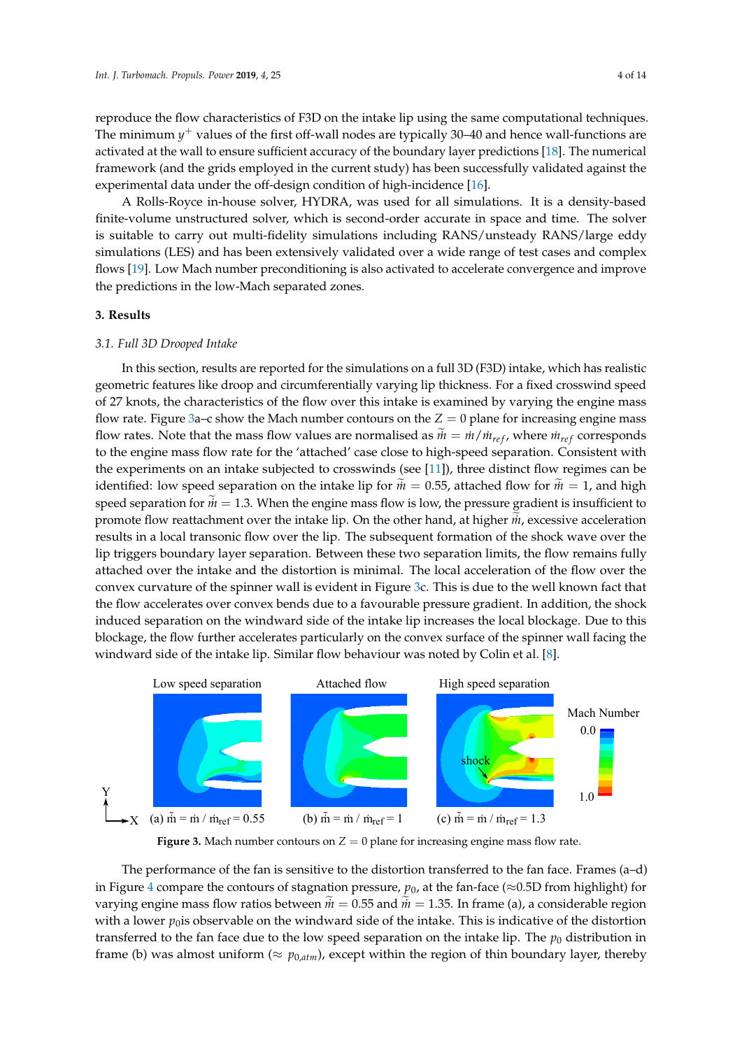reproduce the flow characteristics of F3D on the intake lip using the same computational techniques. The minimum $y^+$ values of the first off-wall nodes are typically 30–40 and hence wall-functions are activated at the wall to ensure sufficient accuracy of the boundary layer predictions [18]. The numerical framework (and the grids employed in the current study) has been successfully validated against the experimental data under the off-design condition of high-incidence [16].

A Rolls-Royce in-house solver, HYDRA, was used for all simulations. It is a density-based finite-volume unstructured solver, which is second-order accurate in space and time. The solver is suitable to carry out multi-fidelity simulations including RANS/unsteady RANS/large eddy simulations (LES) and has been extensively validated over a wide range of test cases and complex flows [19]. Low Mach number preconditioning is also activated to accelerate convergence and improve the predictions in the low-Mach separated zones.

## 3. Results

### 3.1. Full 3D Drooped Intake

In this section, results are reported for the simulations on a full 3D (F3D) intake, which has realistic geometric features like droop and circumferentially varying lip thickness. For a fixed crosswind speed of 27 knots, the characteristics of the flow over this intake is examined by varying the engine mass flow rate. Figure 3a–c show the Mach number contours on the Z = 0 plane for increasing engine mass flow rates. Note that the mass flow values are normalised as $\widetilde{m} = \dot{m}/\dot{m}_{ref}$, where $\dot{m}_{ref}$ corresponds to the engine mass flow rate for the 'attached' case close to high-speed separation. Consistent with the experiments on an intake subjected to crosswinds (see [11]), three distinct flow regimes can be identified: low speed separation on the intake lip for $\widetilde{m} = 0.55$, attached flow for $\widetilde{m} = 1$, and high speed separation for $\widetilde{m} = 1.3$. When the engine mass flow is low, the pressure gradient is insufficient to promote flow reattachment over the intake lip. On the other hand, at higher $\widetilde{m}$, excessive acceleration results in a local transonic flow over the lip. The subsequent formation of the shock wave over the lip triggers boundary layer separation. Between these two separation limits, the flow remains fully attached over the intake and the distortion is minimal. The local acceleration of the flow over the convex curvature of the spinner wall is evident in Figure 3c. This is due to the well known fact that the flow accelerates over convex bends due to a favourable pressure gradient. In addition, the shock induced separation on the windward side of the intake lip increases the local blockage. Due to this blockage, the flow further accelerates particularly on the convex surface of the spinner wall facing the windward side of the intake lip. Similar flow behaviour was noted by Colin et al. [8].

**Figure 3.** Mach number contours on Z = 0 plane for increasing engine mass flow rate.

The performance of the fan is sensitive to the distortion transferred to the fan face. Frames (a–d) in Figure 4 compare the contours of stagnation pressure, $p_0$, at the fan-face (≈0.5D from highlight) for varying engine mass flow ratios between $\widetilde{m} = 0.55$ and $\widetilde{m} = 1.35$. In frame (a), a considerable region with a lower $p_0$is observable on the windward side of the intake. This is indicative of the distortion transferred to the fan face due to the low speed separation on the intake lip. The $p_0$ distribution in frame (b) was almost uniform ($\approx p_{0,atm}$), except within the region of thin boundary layer, thereby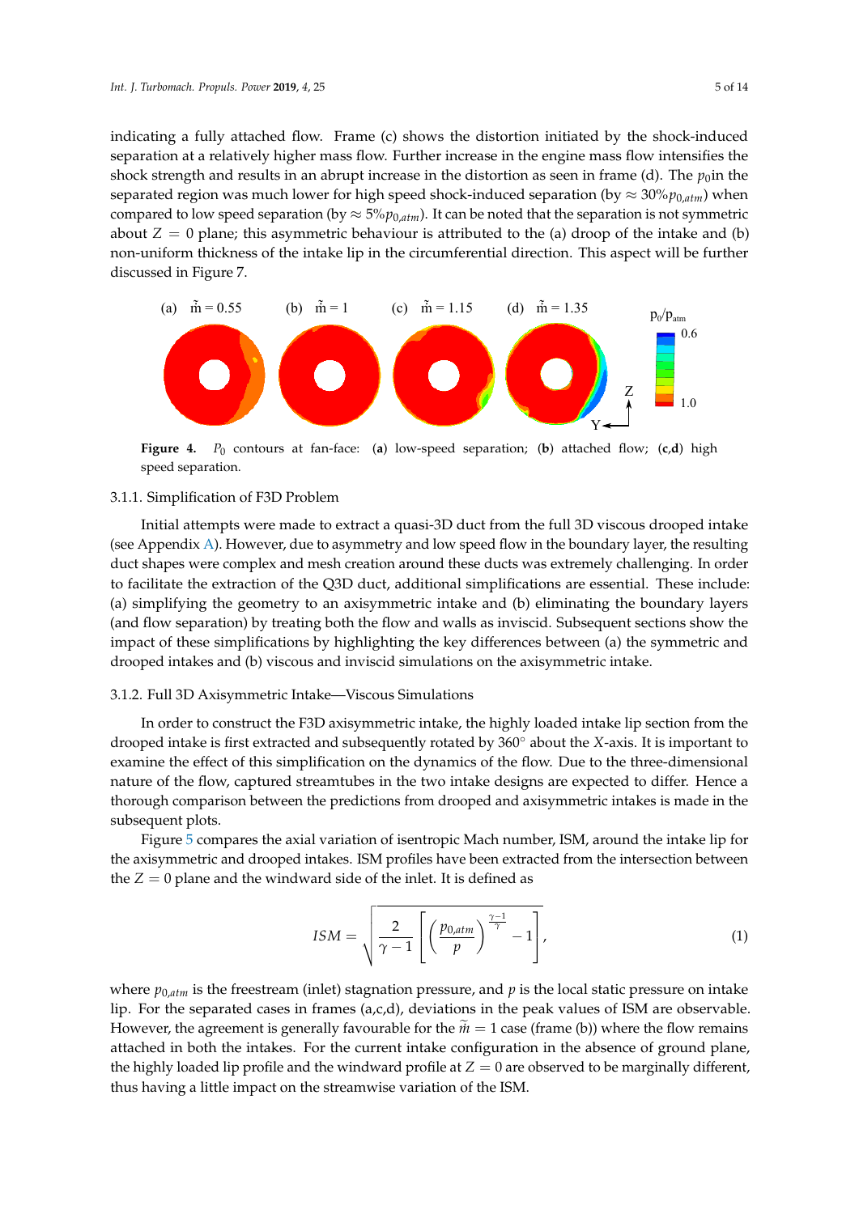indicating a fully attached flow. Frame (c) shows the distortion initiated by the shock-induced separation at a relatively higher mass flow. Further increase in the engine mass flow intensifies the shock strength and results in an abrupt increase in the distortion as seen in frame (d). The $p_0$in the separated region was much lower for high speed shock-induced separation (by $\approx 30\% p_{0,atm}$) when compared to low speed separation (by $\approx 5\% p_{0,atm}$). It can be noted that the separation is not symmetric about $Z = 0$ plane; this asymmetric behaviour is attributed to the (a) droop of the intake and (b) non-uniform thickness of the intake lip in the circumferential direction. This aspect will be further discussed in Figure 7.

**Figure 4.** $P_0$ contours at fan-face: (**a**) low-speed separation; (**b**) attached flow; (**c**,**d**) high speed separation.

### 3.1.1. Simplification of F3D Problem

Initial attempts were made to extract a quasi-3D duct from the full 3D viscous drooped intake (see Appendix A). However, due to asymmetry and low speed flow in the boundary layer, the resulting duct shapes were complex and mesh creation around these ducts was extremely challenging. In order to facilitate the extraction of the Q3D duct, additional simplifications are essential. These include: (a) simplifying the geometry to an axisymmetric intake and (b) eliminating the boundary layers (and flow separation) by treating both the flow and walls as inviscid. Subsequent sections show the impact of these simplifications by highlighting the key differences between (a) the symmetric and drooped intakes and (b) viscous and inviscid simulations on the axisymmetric intake.

### 3.1.2. Full 3D Axisymmetric Intake—Viscous Simulations

In order to construct the F3D axisymmetric intake, the highly loaded intake lip section from the drooped intake is first extracted and subsequently rotated by 360° about the $X$-axis. It is important to examine the effect of this simplification on the dynamics of the flow. Due to the three-dimensional nature of the flow, captured streamtubes in the two intake designs are expected to differ. Hence a thorough comparison between the predictions from drooped and axisymmetric intakes is made in the subsequent plots.

Figure 5 compares the axial variation of isentropic Mach number, ISM, around the intake lip for the axisymmetric and drooped intakes. ISM profiles have been extracted from the intersection between the $Z = 0$ plane and the windward side of the inlet. It is defined as

$$ISM = \sqrt{\frac{2}{\gamma - 1}\left[\left(\frac{p_{0,atm}}{p}\right)^{\frac{\gamma-1}{\gamma}} - 1\right]}, \quad (1)$$

where $p_{0,atm}$ is the freestream (inlet) stagnation pressure, and $p$ is the local static pressure on intake lip. For the separated cases in frames (a,c,d), deviations in the peak values of ISM are observable. However, the agreement is generally favourable for the $\widetilde{m} = 1$ case (frame (b)) where the flow remains attached in both the intakes. For the current intake configuration in the absence of ground plane, the highly loaded lip profile and the windward profile at $Z = 0$ are observed to be marginally different, thus having a little impact on the streamwise variation of the ISM.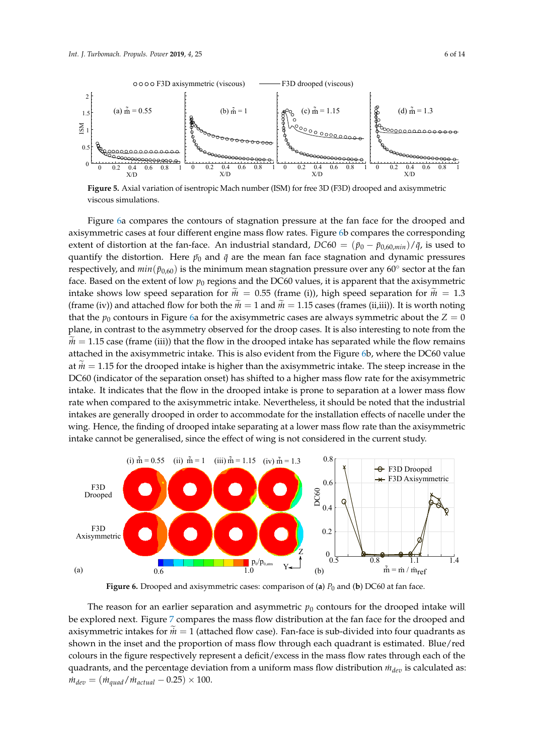**Figure 5.** Axial variation of isentropic Mach number (ISM) for free 3D (F3D) drooped and axisymmetric viscous simulations.

Figure 6a compares the contours of stagnation pressure at the fan face for the drooped and axisymmetric cases at four different engine mass flow rates. Figure 6b compares the corresponding extent of distortion at the fan-face. An industrial standard, $DC60 = (\bar{p}_0 - \bar{p}_{0,60,min})/\bar{q}$, is used to quantify the distortion. Here $\bar{p}_0$ and $\bar{q}$ are the mean fan face stagnation and dynamic pressures respectively, and $min(\bar{p}_{0,60})$ is the minimum mean stagnation pressure over any 60° sector at the fan face. Based on the extent of low $p_0$ regions and the DC60 values, it is apparent that the axisymmetric intake shows low speed separation for $\widetilde{\dot{m}} = 0.55$ (frame (i)), high speed separation for $\widetilde{\dot{m}} = 1.3$ (frame (iv)) and attached flow for both the $\widetilde{\dot{m}} = 1$ and $\widetilde{\dot{m}} = 1.15$ cases (frames (ii,iii)). It is worth noting that the $p_0$ contours in Figure 6a for the axisymmetric cases are always symmetric about the $Z = 0$ plane, in contrast to the asymmetry observed for the droop cases. It is also interesting to note from the $\widetilde{\dot{m}} = 1.15$ case (frame (iii)) that the flow in the drooped intake has separated while the flow remains attached in the axisymmetric intake. This is also evident from the Figure 6b, where the DC60 value at $\widetilde{\dot{m}} = 1.15$ for the drooped intake is higher than the axisymmetric intake. The steep increase in the DC60 (indicator of the separation onset) has shifted to a higher mass flow rate for the axisymmetric intake. It indicates that the flow in the drooped intake is prone to separation at a lower mass flow rate when compared to the axisymmetric intake. Nevertheless, it should be noted that the industrial intakes are generally drooped in order to accommodate for the installation effects of nacelle under the wing. Hence, the finding of drooped intake separating at a lower mass flow rate than the axisymmetric intake cannot be generalised, since the effect of wing is not considered in the current study.

**Figure 6.** Drooped and axisymmetric cases: comparison of (**a**) $P_0$ and (**b**) DC60 at fan face.

The reason for an earlier separation and asymmetric $p_0$ contours for the drooped intake will be explored next. Figure 7 compares the mass flow distribution at the fan face for the drooped and axisymmetric intakes for $\widetilde{\dot{m}} = 1$ (attached flow case). Fan-face is sub-divided into four quadrants as shown in the inset and the proportion of mass flow through each quadrant is estimated. Blue/red colours in the figure respectively represent a deficit/excess in the mass flow rates through each of the quadrants, and the percentage deviation from a uniform mass flow distribution $\dot{m}_{dev}$ is calculated as: $\dot{m}_{dev} = (\dot{m}_{quad}/\dot{m}_{actual} - 0.25) \times 100$.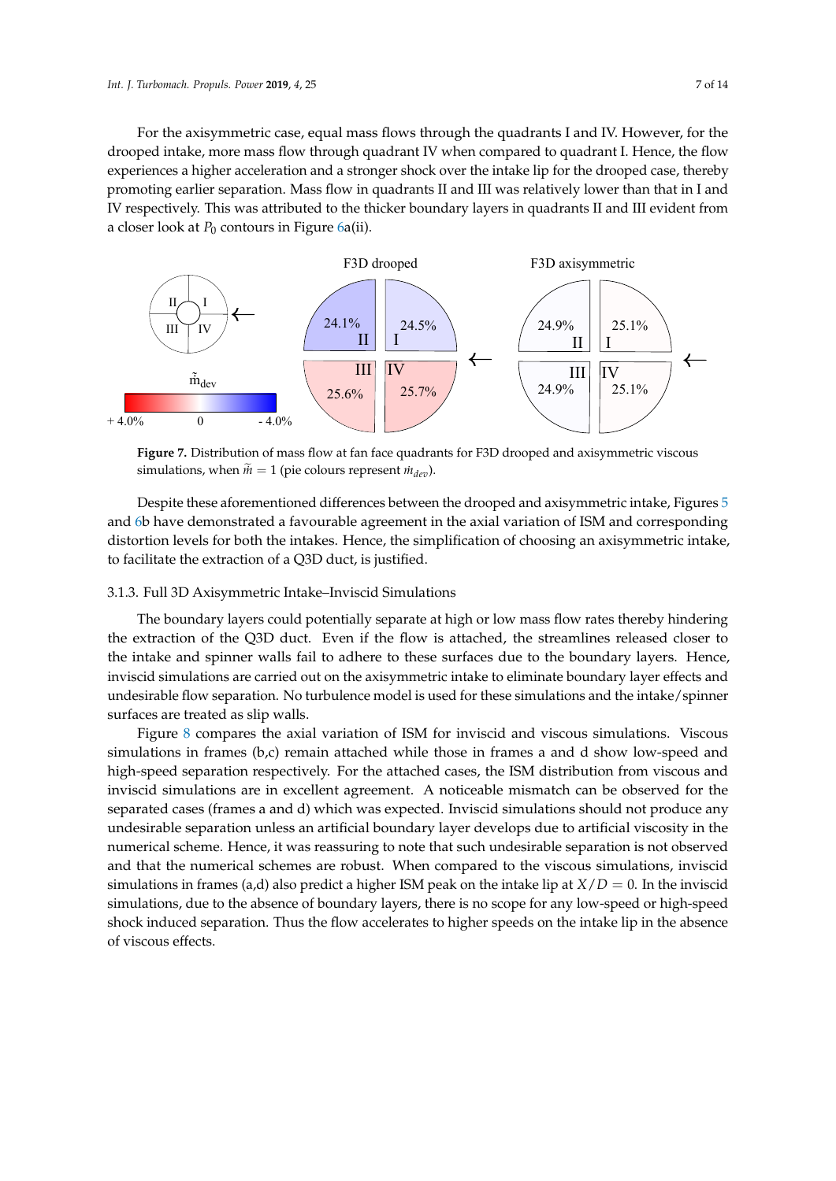For the axisymmetric case, equal mass flows through the quadrants I and IV. However, for the drooped intake, more mass flow through quadrant IV when compared to quadrant I. Hence, the flow experiences a higher acceleration and a stronger shock over the intake lip for the drooped case, thereby promoting earlier separation. Mass flow in quadrants II and III was relatively lower than that in I and IV respectively. This was attributed to the thicker boundary layers in quadrants II and III evident from a closer look at $P_0$ contours in Figure 6a(ii).

**Figure 7.** Distribution of mass flow at fan face quadrants for F3D drooped and axisymmetric viscous simulations, when $\tilde{\bar{m}} = 1$ (pie colours represent $\dot{m}_{dev}$).

Despite these aforementioned differences between the drooped and axisymmetric intake, Figures 5 and 6b have demonstrated a favourable agreement in the axial variation of ISM and corresponding distortion levels for both the intakes. Hence, the simplification of choosing an axisymmetric intake, to facilitate the extraction of a Q3D duct, is justified.

### 3.1.3. Full 3D Axisymmetric Intake–Inviscid Simulations

The boundary layers could potentially separate at high or low mass flow rates thereby hindering the extraction of the Q3D duct. Even if the flow is attached, the streamlines released closer to the intake and spinner walls fail to adhere to these surfaces due to the boundary layers. Hence, inviscid simulations are carried out on the axisymmetric intake to eliminate boundary layer effects and undesirable flow separation. No turbulence model is used for these simulations and the intake/spinner surfaces are treated as slip walls.

Figure 8 compares the axial variation of ISM for inviscid and viscous simulations. Viscous simulations in frames (b,c) remain attached while those in frames a and d show low-speed and high-speed separation respectively. For the attached cases, the ISM distribution from viscous and inviscid simulations are in excellent agreement. A noticeable mismatch can be observed for the separated cases (frames a and d) which was expected. Inviscid simulations should not produce any undesirable separation unless an artificial boundary layer develops due to artificial viscosity in the numerical scheme. Hence, it was reassuring to note that such undesirable separation is not observed and that the numerical schemes are robust. When compared to the viscous simulations, inviscid simulations in frames (a,d) also predict a higher ISM peak on the intake lip at $X/D = 0$. In the inviscid simulations, due to the absence of boundary layers, there is no scope for any low-speed or high-speed shock induced separation. Thus the flow accelerates to higher speeds on the intake lip in the absence of viscous effects.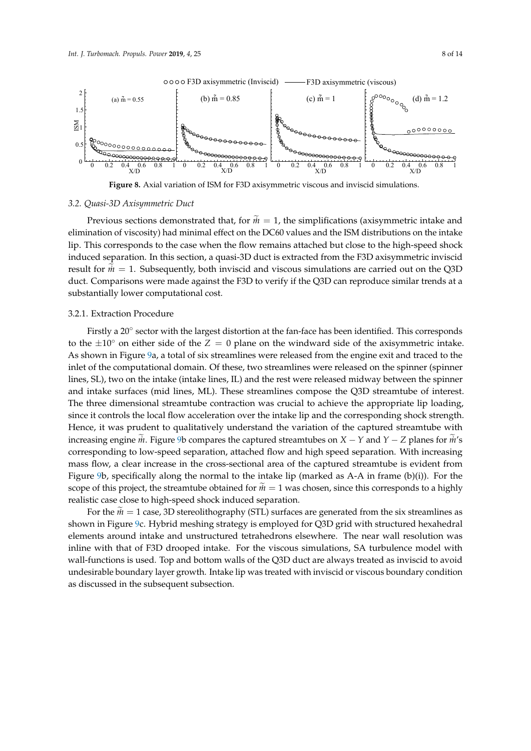**Figure 8.** Axial variation of ISM for F3D axisymmetric viscous and inviscid simulations.

### 3.2. Quasi-3D Axisymmetric Duct

Previous sections demonstrated that, for $\widetilde{m} = 1$, the simplifications (axisymmetric intake and elimination of viscosity) had minimal effect on the DC60 values and the ISM distributions on the intake lip. This corresponds to the case when the flow remains attached but close to the high-speed shock induced separation. In this section, a quasi-3D duct is extracted from the F3D axisymmetric inviscid result for $\widetilde{m} = 1$. Subsequently, both inviscid and viscous simulations are carried out on the Q3D duct. Comparisons were made against the F3D to verify if the Q3D can reproduce similar trends at a substantially lower computational cost.

#### 3.2.1. Extraction Procedure

Firstly a 20° sector with the largest distortion at the fan-face has been identified. This corresponds to the $\pm 10°$ on either side of the $Z = 0$ plane on the windward side of the axisymmetric intake. As shown in Figure 9a, a total of six streamlines were released from the engine exit and traced to the inlet of the computational domain. Of these, two streamlines were released on the spinner (spinner lines, SL), two on the intake (intake lines, IL) and the rest were released midway between the spinner and intake surfaces (mid lines, ML). These streamlines compose the Q3D streamtube of interest. The three dimensional streamtube contraction was crucial to achieve the appropriate lip loading, since it controls the local flow acceleration over the intake lip and the corresponding shock strength. Hence, it was prudent to qualitatively understand the variation of the captured streamtube with increasing engine $\widetilde{m}$. Figure 9b compares the captured streamtubes on $X - Y$ and $Y - Z$ planes for $\widetilde{m}$'s corresponding to low-speed separation, attached flow and high speed separation. With increasing mass flow, a clear increase in the cross-sectional area of the captured streamtube is evident from Figure 9b, specifically along the normal to the intake lip (marked as A-A in frame (b)(i)). For the scope of this project, the streamtube obtained for $\widetilde{m} = 1$ was chosen, since this corresponds to a highly realistic case close to high-speed shock induced separation.

For the $\widetilde{m} = 1$ case, 3D stereolithography (STL) surfaces are generated from the six streamlines as shown in Figure 9c. Hybrid meshing strategy is employed for Q3D grid with structured hexahedral elements around intake and unstructured tetrahedrons elsewhere. The near wall resolution was inline with that of F3D drooped intake. For the viscous simulations, SA turbulence model with wall-functions is used. Top and bottom walls of the Q3D duct are always treated as inviscid to avoid undesirable boundary layer growth. Intake lip was treated with inviscid or viscous boundary condition as discussed in the subsequent subsection.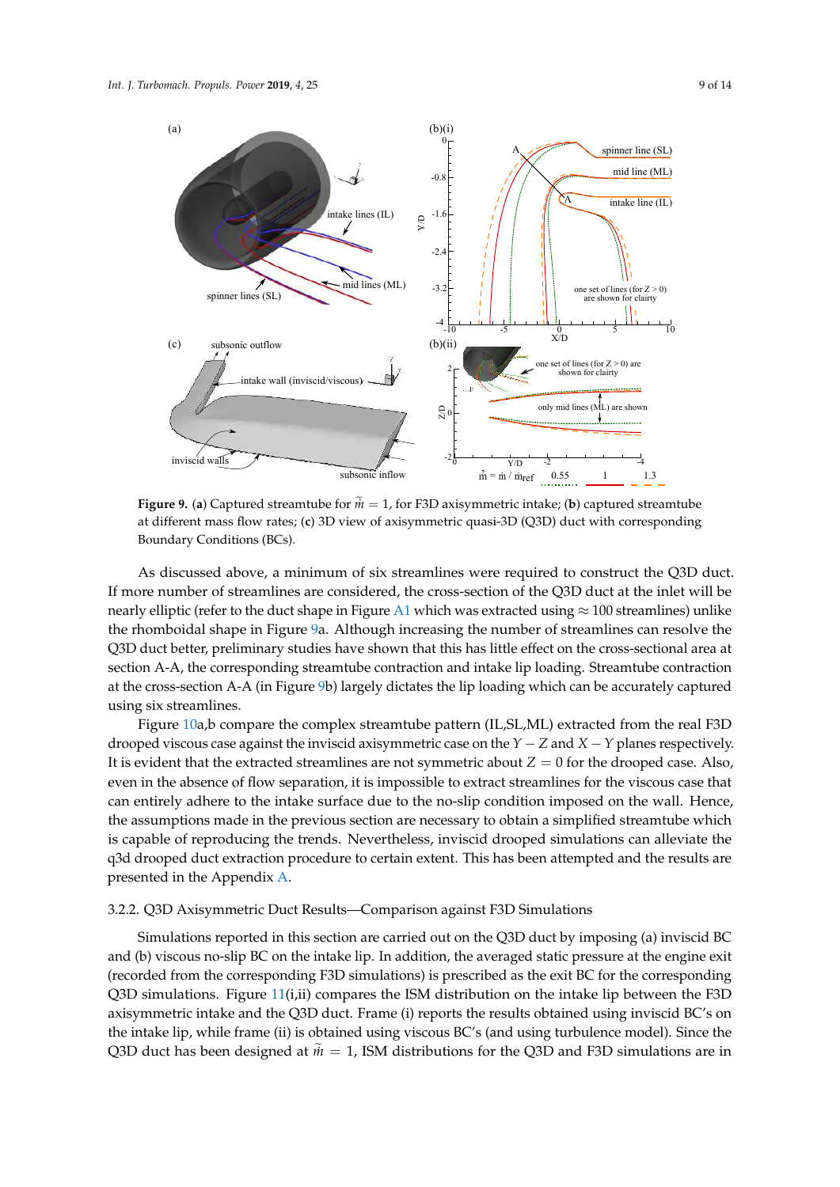**Figure 9.** (**a**) Captured streamtube for $\widetilde{m} = 1$, for F3D axisymmetric intake; (**b**) captured streamtube at different mass flow rates; (**c**) 3D view of axisymmetric quasi-3D (Q3D) duct with corresponding Boundary Conditions (BCs).

As discussed above, a minimum of six streamlines were required to construct the Q3D duct. If more number of streamlines are considered, the cross-section of the Q3D duct at the inlet will be nearly elliptic (refer to the duct shape in Figure A1 which was extracted using $\approx 100$ streamlines) unlike the rhomboidal shape in Figure 9a. Although increasing the number of streamlines can resolve the Q3D duct better, preliminary studies have shown that this has little effect on the cross-sectional area at section A-A, the corresponding streamtube contraction and intake lip loading. Streamtube contraction at the cross-section A-A (in Figure 9b) largely dictates the lip loading which can be accurately captured using six streamlines.

Figure 10a,b compare the complex streamtube pattern (IL,SL,ML) extracted from the real F3D drooped viscous case against the inviscid axisymmetric case on the $Y-Z$ and $X-Y$ planes respectively. It is evident that the extracted streamlines are not symmetric about $Z = 0$ for the drooped case. Also, even in the absence of flow separation, it is impossible to extract streamlines for the viscous case that can entirely adhere to the intake surface due to the no-slip condition imposed on the wall. Hence, the assumptions made in the previous section are necessary to obtain a simplified streamtube which is capable of reproducing the trends. Nevertheless, inviscid drooped simulations can alleviate the q3d drooped duct extraction procedure to certain extent. This has been attempted and the results are presented in the Appendix A.

### 3.2.2. Q3D Axisymmetric Duct Results—Comparison against F3D Simulations

Simulations reported in this section are carried out on the Q3D duct by imposing (a) inviscid BC and (b) viscous no-slip BC on the intake lip. In addition, the averaged static pressure at the engine exit (recorded from the corresponding F3D simulations) is prescribed as the exit BC for the corresponding Q3D simulations. Figure 11(i,ii) compares the ISM distribution on the intake lip between the F3D axisymmetric intake and the Q3D duct. Frame (i) reports the results obtained using inviscid BC's on the intake lip, while frame (ii) is obtained using viscous BC's (and using turbulence model). Since the Q3D duct has been designed at $\widetilde{m} = 1$, ISM distributions for the Q3D and F3D simulations are in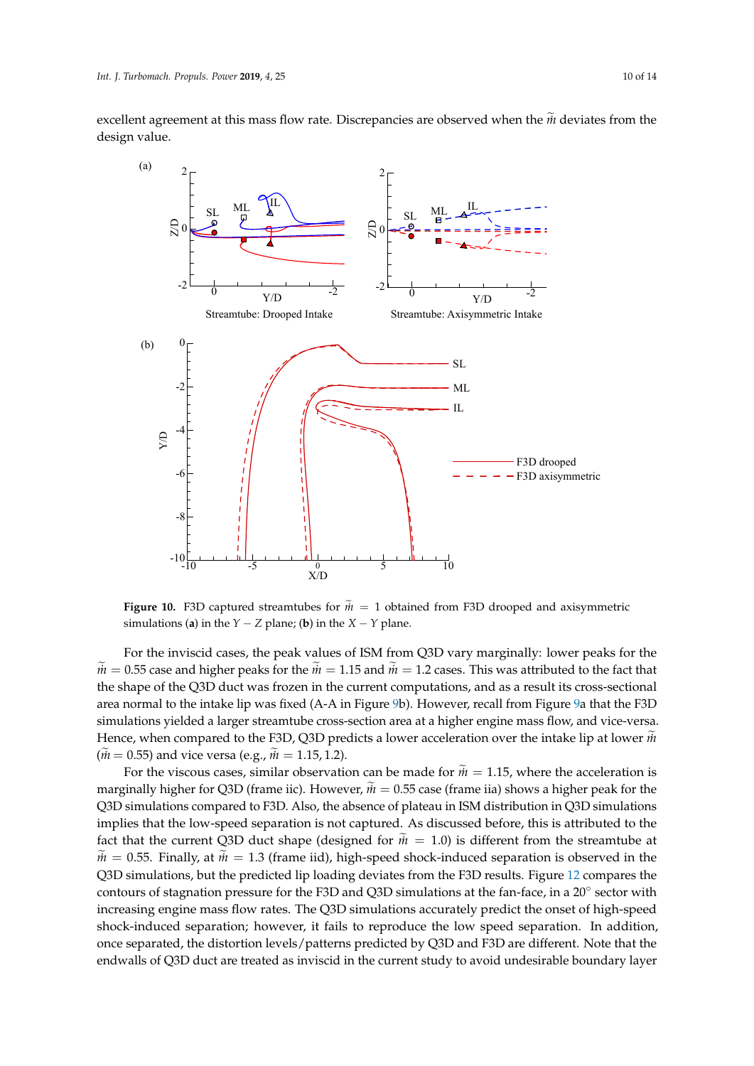excellent agreement at this mass flow rate. Discrepancies are observed when the $\widetilde{m}$ deviates from the design value.

**Figure 10.** F3D captured streamtubes for $\widetilde{m} = 1$ obtained from F3D drooped and axisymmetric simulations (**a**) in the $Y - Z$ plane; (**b**) in the $X - Y$ plane.

For the inviscid cases, the peak values of ISM from Q3D vary marginally: lower peaks for the $\widetilde{m} = 0.55$ case and higher peaks for the $\widetilde{m} = 1.15$ and $\widetilde{m} = 1.2$ cases. This was attributed to the fact that the shape of the Q3D duct was frozen in the current computations, and as a result its cross-sectional area normal to the intake lip was fixed (A-A in Figure 9b). However, recall from Figure 9a that the F3D simulations yielded a larger streamtube cross-section area at a higher engine mass flow, and vice-versa. Hence, when compared to the F3D, Q3D predicts a lower acceleration over the intake lip at lower $\widetilde{m}$ ($\widetilde{m} = 0.55$) and vice versa (e.g., $\widetilde{m} = 1.15, 1.2$).

For the viscous cases, similar observation can be made for $\widetilde{m} = 1.15$, where the acceleration is marginally higher for Q3D (frame iic). However, $\widetilde{m} = 0.55$ case (frame iia) shows a higher peak for the Q3D simulations compared to F3D. Also, the absence of plateau in ISM distribution in Q3D simulations implies that the low-speed separation is not captured. As discussed before, this is attributed to the fact that the current Q3D duct shape (designed for $\widetilde{m} = 1.0$) is different from the streamtube at $\widetilde{m} = 0.55$. Finally, at $\widetilde{m} = 1.3$ (frame iid), high-speed shock-induced separation is observed in the Q3D simulations, but the predicted lip loading deviates from the F3D results. Figure 12 compares the contours of stagnation pressure for the F3D and Q3D simulations at the fan-face, in a 20° sector with increasing engine mass flow rates. The Q3D simulations accurately predict the onset of high-speed shock-induced separation; however, it fails to reproduce the low speed separation. In addition, once separated, the distortion levels/patterns predicted by Q3D and F3D are different. Note that the endwalls of Q3D duct are treated as inviscid in the current study to avoid undesirable boundary layer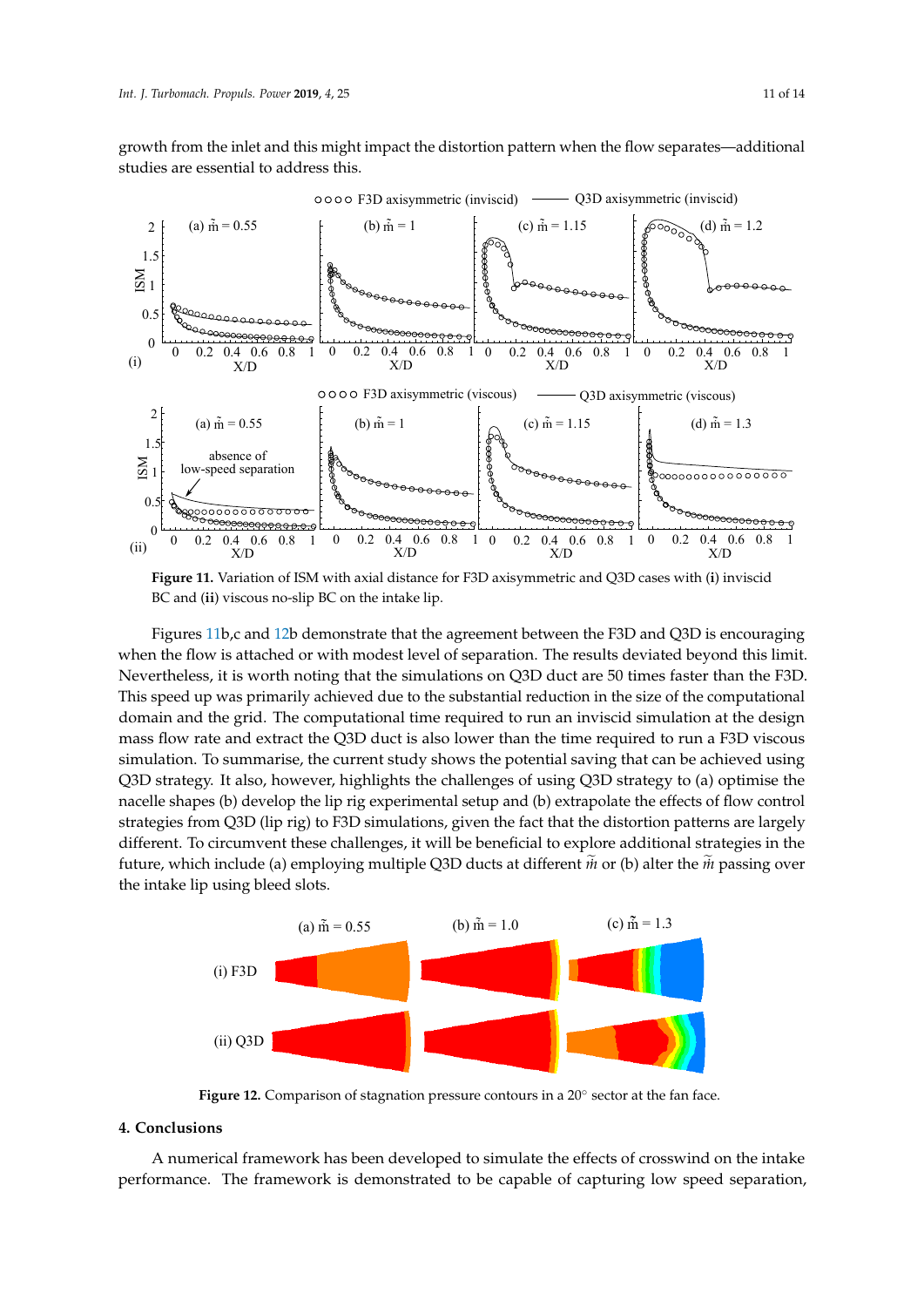growth from the inlet and this might impact the distortion pattern when the flow separates—additional studies are essential to address this.

**Figure 11.** Variation of ISM with axial distance for F3D axisymmetric and Q3D cases with (**i**) inviscid BC and (**ii**) viscous no-slip BC on the intake lip.

Figures 11b,c and 12b demonstrate that the agreement between the F3D and Q3D is encouraging when the flow is attached or with modest level of separation. The results deviated beyond this limit. Nevertheless, it is worth noting that the simulations on Q3D duct are 50 times faster than the F3D. This speed up was primarily achieved due to the substantial reduction in the size of the computational domain and the grid. The computational time required to run an inviscid simulation at the design mass flow rate and extract the Q3D duct is also lower than the time required to run a F3D viscous simulation. To summarise, the current study shows the potential saving that can be achieved using Q3D strategy. It also, however, highlights the challenges of using Q3D strategy to (a) optimise the nacelle shapes (b) develop the lip rig experimental setup and (b) extrapolate the effects of flow control strategies from Q3D (lip rig) to F3D simulations, given the fact that the distortion patterns are largely different. To circumvent these challenges, it will be beneficial to explore additional strategies in the future, which include (a) employing multiple Q3D ducts at different $\tilde{m}$ or (b) alter the $\tilde{m}$ passing over the intake lip using bleed slots.

**Figure 12.** Comparison of stagnation pressure contours in a 20° sector at the fan face.

## 4. Conclusions

A numerical framework has been developed to simulate the effects of crosswind on the intake performance. The framework is demonstrated to be capable of capturing low speed separation,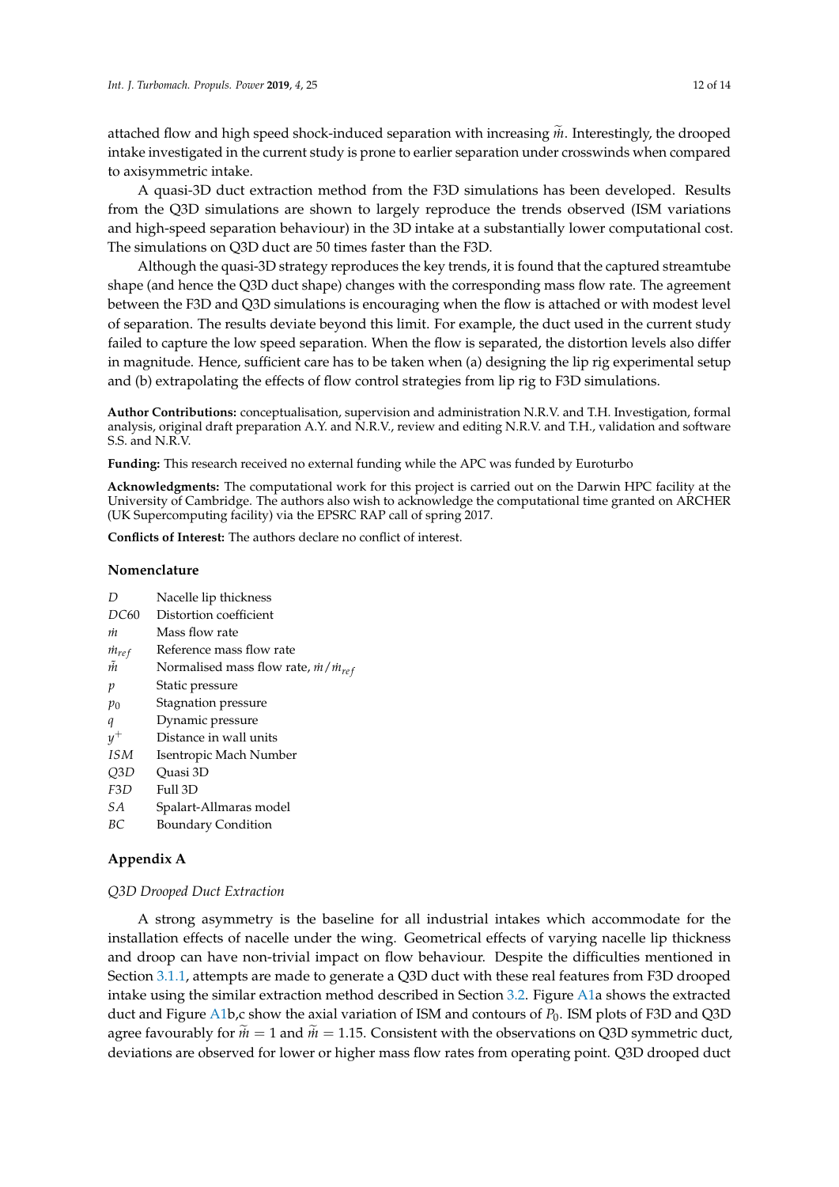attached flow and high speed shock-induced separation with increasing $\widetilde{m}$. Interestingly, the drooped intake investigated in the current study is prone to earlier separation under crosswinds when compared to axisymmetric intake.

A quasi-3D duct extraction method from the F3D simulations has been developed. Results from the Q3D simulations are shown to largely reproduce the trends observed (ISM variations and high-speed separation behaviour) in the 3D intake at a substantially lower computational cost. The simulations on Q3D duct are 50 times faster than the F3D.

Although the quasi-3D strategy reproduces the key trends, it is found that the captured streamtube shape (and hence the Q3D duct shape) changes with the corresponding mass flow rate. The agreement between the F3D and Q3D simulations is encouraging when the flow is attached or with modest level of separation. The results deviate beyond this limit. For example, the duct used in the current study failed to capture the low speed separation. When the flow is separated, the distortion levels also differ in magnitude. Hence, sufficient care has to be taken when (a) designing the lip rig experimental setup and (b) extrapolating the effects of flow control strategies from lip rig to F3D simulations.

**Author Contributions:** conceptualisation, supervision and administration N.R.V. and T.H. Investigation, formal analysis, original draft preparation A.Y. and N.R.V., review and editing N.R.V. and T.H., validation and software S.S. and N.R.V.

**Funding:** This research received no external funding while the APC was funded by Euroturbo

**Acknowledgments:** The computational work for this project is carried out on the Darwin HPC facility at the University of Cambridge. The authors also wish to acknowledge the computational time granted on ARCHER (UK Supercomputing facility) via the EPSRC RAP call of spring 2017.

**Conflicts of Interest:** The authors declare no conflict of interest.

## Nomenclature

| | |
|---|---|
| $D$ | Nacelle lip thickness |
| $DC60$ | Distortion coefficient |
| $\dot{m}$ | Mass flow rate |
| $\dot{m}_{ref}$ | Reference mass flow rate |
| $\tilde{m}$ | Normalised mass flow rate, $\dot{m}/\dot{m}_{ref}$ |
| $p$ | Static pressure |
| $p_0$ | Stagnation pressure |
| $q$ | Dynamic pressure |
| $y^+$ | Distance in wall units |
| $ISM$ | Isentropic Mach Number |
| $Q3D$ | Quasi 3D |
| $F3D$ | Full 3D |
| $SA$ | Spalart-Allmaras model |
| $BC$ | Boundary Condition |

## Appendix A

### *Q3D Drooped Duct Extraction*

A strong asymmetry is the baseline for all industrial intakes which accommodate for the installation effects of nacelle under the wing. Geometrical effects of varying nacelle lip thickness and droop can have non-trivial impact on flow behaviour. Despite the difficulties mentioned in Section 3.1.1, attempts are made to generate a Q3D duct with these real features from F3D drooped intake using the similar extraction method described in Section 3.2. Figure A1a shows the extracted duct and Figure A1b,c show the axial variation of ISM and contours of $P_0$. ISM plots of F3D and Q3D agree favourably for $\widetilde{m} = 1$ and $\widetilde{m} = 1.15$. Consistent with the observations on Q3D symmetric duct, deviations are observed for lower or higher mass flow rates from operating point. Q3D drooped duct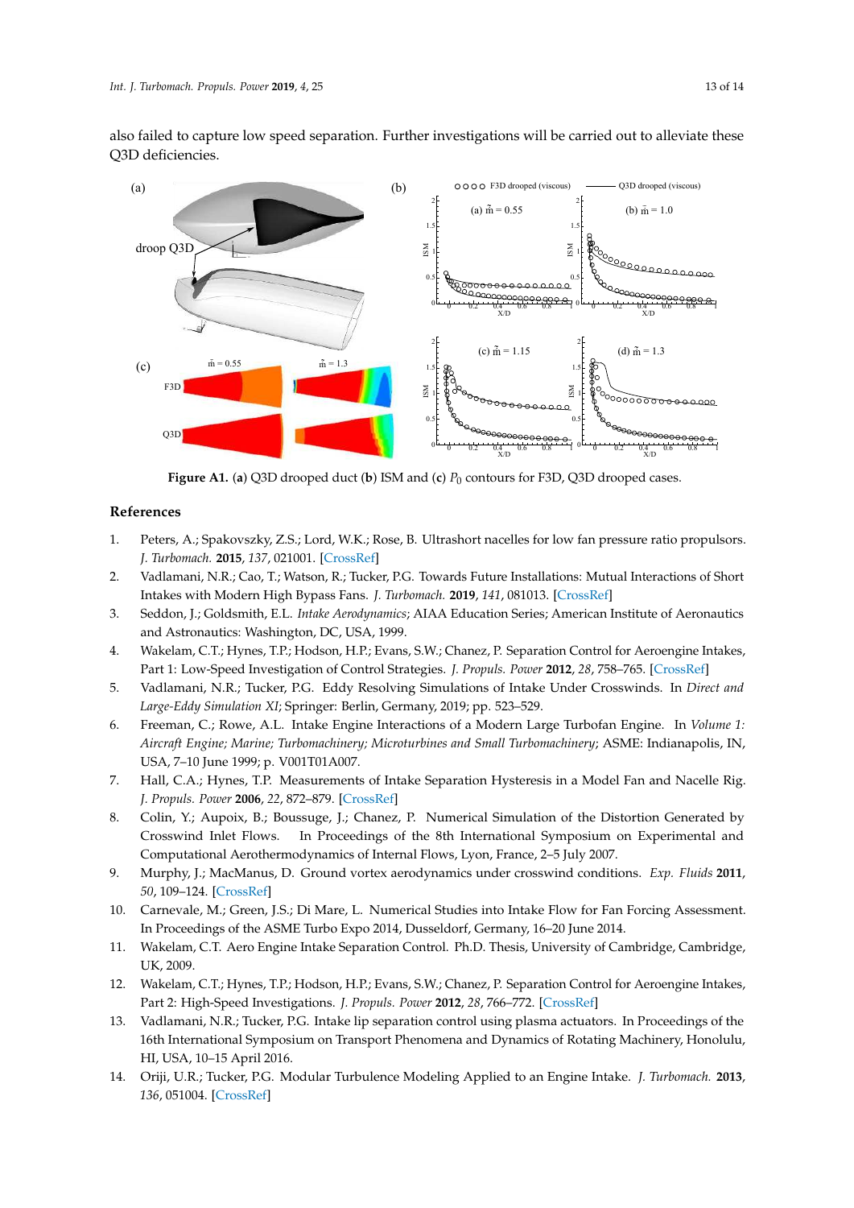also failed to capture low speed separation. Further investigations will be carried out to alleviate these Q3D deficiencies.

**Figure A1.** (**a**) Q3D drooped duct (**b**) ISM and (**c**) $P_0$ contours for F3D, Q3D drooped cases.

## References

1. Peters, A.; Spakovszky, Z.S.; Lord, W.K.; Rose, B. Ultrashort nacelles for low fan pressure ratio propulsors. *J. Turbomach.* **2015**, *137*, 021001. [CrossRef]
2. Vadlamani, N.R.; Cao, T.; Watson, R.; Tucker, P.G. Towards Future Installations: Mutual Interactions of Short Intakes with Modern High Bypass Fans. *J. Turbomach.* **2019**, *141*, 081013. [CrossRef]
3. Seddon, J.; Goldsmith, E.L. *Intake Aerodynamics*; AIAA Education Series; American Institute of Aeronautics and Astronautics: Washington, DC, USA, 1999.
4. Wakelam, C.T.; Hynes, T.P.; Hodson, H.P.; Evans, S.W.; Chanez, P. Separation Control for Aeroengine Intakes, Part 1: Low-Speed Investigation of Control Strategies. *J. Propuls. Power* **2012**, *28*, 758–765. [CrossRef]
5. Vadlamani, N.R.; Tucker, P.G. Eddy Resolving Simulations of Intake Under Crosswinds. In *Direct and Large-Eddy Simulation XI*; Springer: Berlin, Germany, 2019; pp. 523–529.
6. Freeman, C.; Rowe, A.L. Intake Engine Interactions of a Modern Large Turbofan Engine. In *Volume 1: Aircraft Engine; Marine; Turbomachinery; Microturbines and Small Turbomachinery*; ASME: Indianapolis, IN, USA, 7–10 June 1999; p. V001T01A007.
7. Hall, C.A.; Hynes, T.P. Measurements of Intake Separation Hysteresis in a Model Fan and Nacelle Rig. *J. Propuls. Power* **2006**, *22*, 872–879. [CrossRef]
8. Colin, Y.; Aupoix, B.; Boussuge, J.; Chanez, P. Numerical Simulation of the Distortion Generated by Crosswind Inlet Flows. In Proceedings of the 8th International Symposium on Experimental and Computational Aerothermodynamics of Internal Flows, Lyon, France, 2–5 July 2007.
9. Murphy, J.; MacManus, D. Ground vortex aerodynamics under crosswind conditions. *Exp. Fluids* **2011**, *50*, 109–124. [CrossRef]
10. Carnevale, M.; Green, J.S.; Di Mare, L. Numerical Studies into Intake Flow for Fan Forcing Assessment. In Proceedings of the ASME Turbo Expo 2014, Dusseldorf, Germany, 16–20 June 2014.
11. Wakelam, C.T. Aero Engine Intake Separation Control. Ph.D. Thesis, University of Cambridge, Cambridge, UK, 2009.
12. Wakelam, C.T.; Hynes, T.P.; Hodson, H.P.; Evans, S.W.; Chanez, P. Separation Control for Aeroengine Intakes, Part 2: High-Speed Investigations. *J. Propuls. Power* **2012**, *28*, 766–772. [CrossRef]
13. Vadlamani, N.R.; Tucker, P.G. Intake lip separation control using plasma actuators. In Proceedings of the 16th International Symposium on Transport Phenomena and Dynamics of Rotating Machinery, Honolulu, HI, USA, 10–15 April 2016.
14. Oriji, U.R.; Tucker, P.G. Modular Turbulence Modeling Applied to an Engine Intake. *J. Turbomach.* **2013**, *136*, 051004. [CrossRef]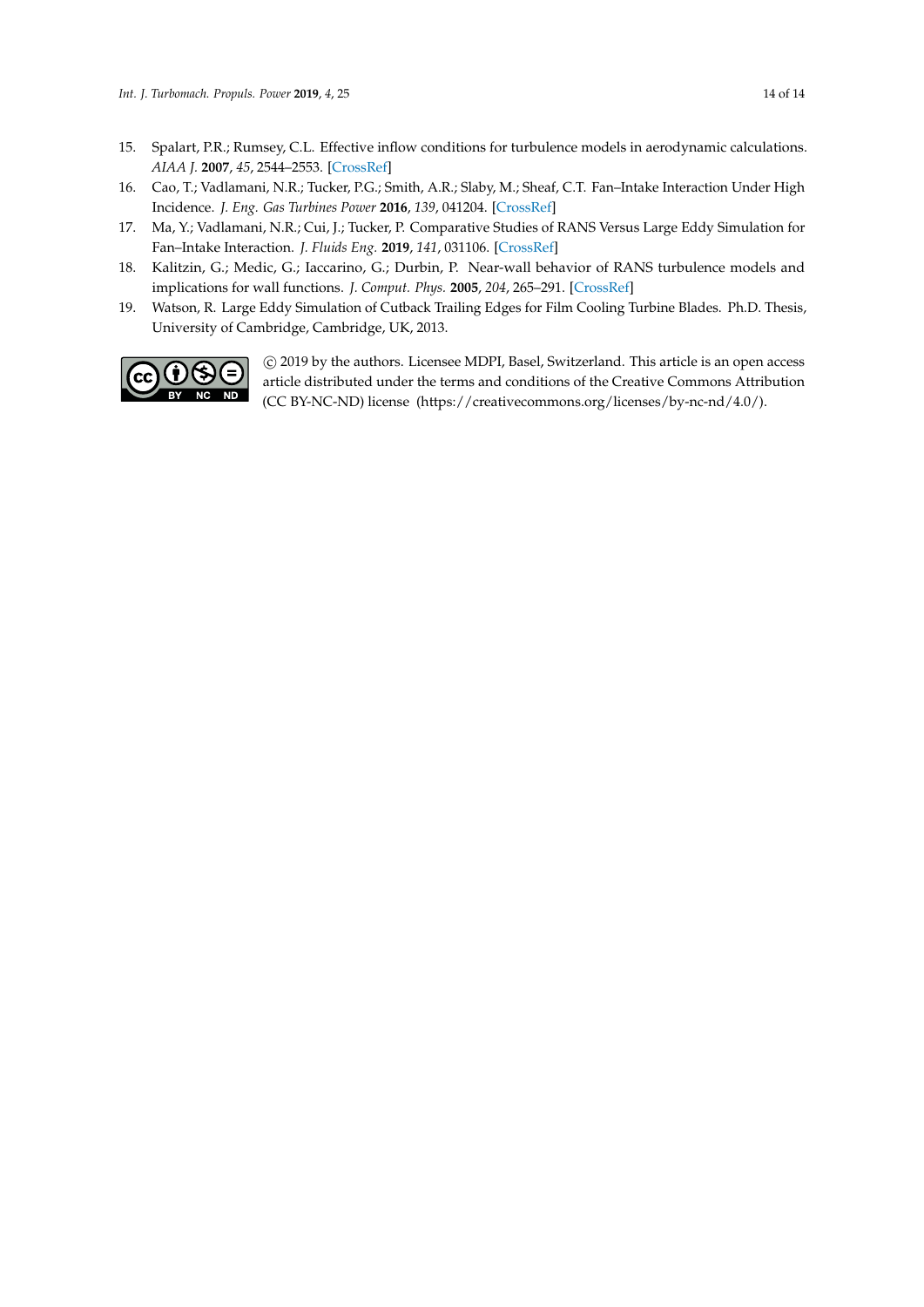15. Spalart, P.R.; Rumsey, C.L. Effective inflow conditions for turbulence models in aerodynamic calculations. *AIAA J.* **2007**, *45*, 2544–2553. [CrossRef]
16. Cao, T.; Vadlamani, N.R.; Tucker, P.G.; Smith, A.R.; Slaby, M.; Sheaf, C.T. Fan–Intake Interaction Under High Incidence. *J. Eng. Gas Turbines Power* **2016**, *139*, 041204. [CrossRef]
17. Ma, Y.; Vadlamani, N.R.; Cui, J.; Tucker, P. Comparative Studies of RANS Versus Large Eddy Simulation for Fan–Intake Interaction. *J. Fluids Eng.* **2019**, *141*, 031106. [CrossRef]
18. Kalitzin, G.; Medic, G.; Iaccarino, G.; Durbin, P. Near-wall behavior of RANS turbulence models and implications for wall functions. *J. Comput. Phys.* **2005**, *204*, 265–291. [CrossRef]
19. Watson, R. Large Eddy Simulation of Cutback Trailing Edges for Film Cooling Turbine Blades. Ph.D. Thesis, University of Cambridge, Cambridge, UK, 2013.

© 2019 by the authors. Licensee MDPI, Basel, Switzerland. This article is an open access article distributed under the terms and conditions of the Creative Commons Attribution (CC BY-NC-ND) license (https://creativecommons.org/licenses/by-nc-nd/4.0/).